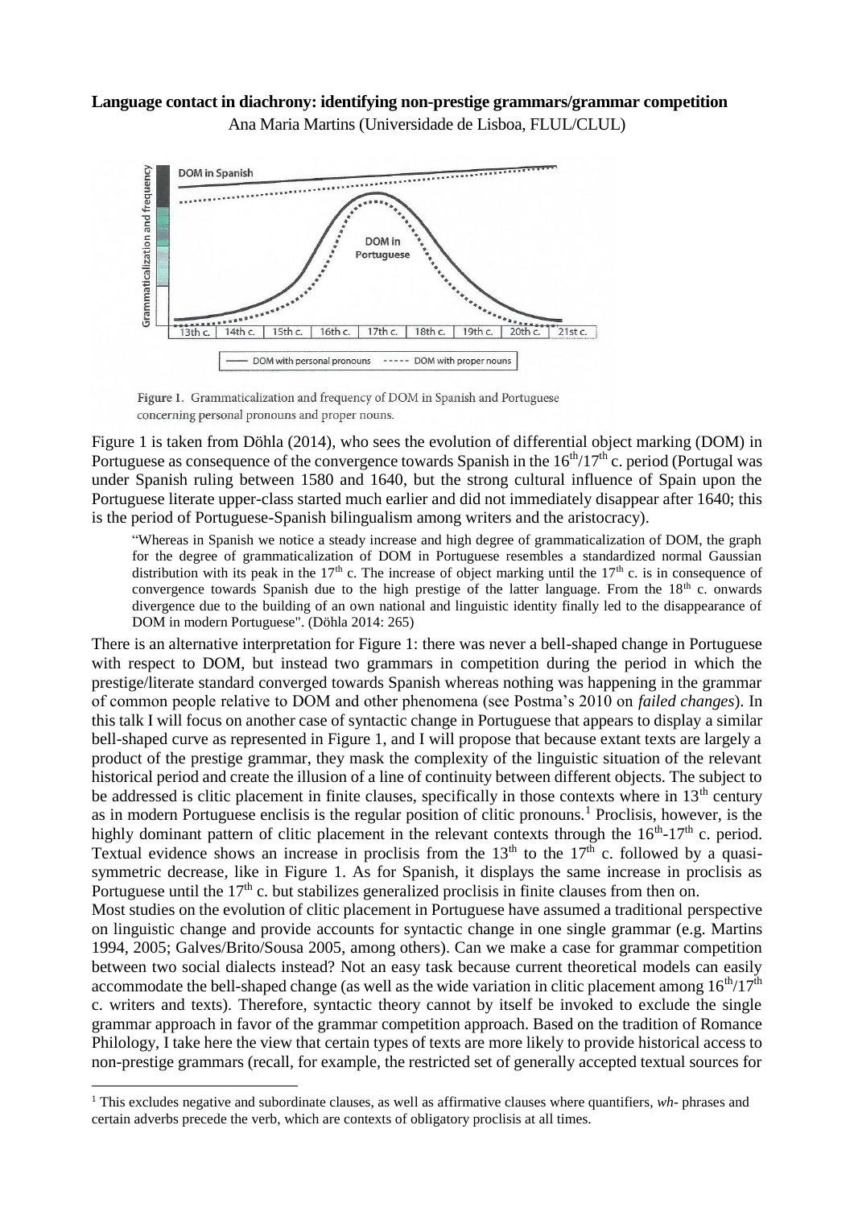**Language contact in diachrony: identifying non-prestige grammars/grammar competition**

Ana Maria Martins (Universidade de Lisboa, FLUL/CLUL)

Figure 1. Grammaticalization and frequency of DOM in Spanish and Portuguese concerning personal pronouns and proper nouns.

Figure 1 is taken from Döhla (2014), who sees the evolution of differential object marking (DOM) in Portuguese as consequence of the convergence towards Spanish in the 16th/17th c. period (Portugal was under Spanish ruling between 1580 and 1640, but the strong cultural influence of Spain upon the Portuguese literate upper-class started much earlier and did not immediately disappear after 1640; this is the period of Portuguese-Spanish bilingualism among writers and the aristocracy).

> "Whereas in Spanish we notice a steady increase and high degree of grammaticalization of DOM, the graph for the degree of grammaticalization of DOM in Portuguese resembles a standardized normal Gaussian distribution with its peak in the 17th c. The increase of object marking until the 17th c. is in consequence of convergence towards Spanish due to the high prestige of the latter language. From the 18th c. onwards divergence due to the building of an own national and linguistic identity finally led to the disappearance of DOM in modern Portuguese". (Döhla 2014: 265)

There is an alternative interpretation for Figure 1: there was never a bell-shaped change in Portuguese with respect to DOM, but instead two grammars in competition during the period in which the prestige/literate standard converged towards Spanish whereas nothing was happening in the grammar of common people relative to DOM and other phenomena (see Postma's 2010 on *failed changes*). In this talk I will focus on another case of syntactic change in Portuguese that appears to display a similar bell-shaped curve as represented in Figure 1, and I will propose that because extant texts are largely a product of the prestige grammar, they mask the complexity of the linguistic situation of the relevant historical period and create the illusion of a line of continuity between different objects. The subject to be addressed is clitic placement in finite clauses, specifically in those contexts where in 13th century as in modern Portuguese enclisis is the regular position of clitic pronouns.[1] Proclisis, however, is the highly dominant pattern of clitic placement in the relevant contexts through the 16th-17th c. period. Textual evidence shows an increase in proclisis from the 13th to the 17th c. followed by a quasi-symmetric decrease, like in Figure 1. As for Spanish, it displays the same increase in proclisis as Portuguese until the 17th c. but stabilizes generalized proclisis in finite clauses from then on.

Most studies on the evolution of clitic placement in Portuguese have assumed a traditional perspective on linguistic change and provide accounts for syntactic change in one single grammar (e.g. Martins 1994, 2005; Galves/Brito/Sousa 2005, among others). Can we make a case for grammar competition between two social dialects instead? Not an easy task because current theoretical models can easily accommodate the bell-shaped change (as well as the wide variation in clitic placement among 16th/17th c. writers and texts). Therefore, syntactic theory cannot by itself be invoked to exclude the single grammar approach in favor of the grammar competition approach. Based on the tradition of Romance Philology, I take here the view that certain types of texts are more likely to provide historical access to non-prestige grammars (recall, for example, the restricted set of generally accepted textual sources for

[1] This excludes negative and subordinate clauses, as well as affirmative clauses where quantifiers, *wh*- phrases and certain adverbs precede the verb, which are contexts of obligatory proclisis at all times.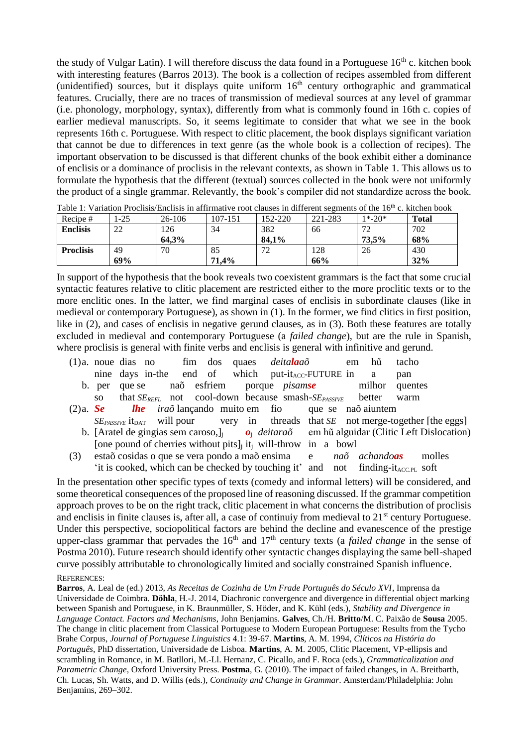the study of Vulgar Latin). I will therefore discuss the data found in a Portuguese 16th c. kitchen book with interesting features (Barros 2013). The book is a collection of recipes assembled from different (unidentified) sources, but it displays quite uniform 16th century orthographic and grammatical features. Crucially, there are no traces of transmission of medieval sources at any level of grammar (i.e. phonology, morphology, syntax), differently from what is commonly found in 16th c. copies of earlier medieval manuscripts. So, it seems legitimate to consider that what we see in the book represents 16th c. Portuguese. With respect to clitic placement, the book displays significant variation that cannot be due to differences in text genre (as the whole book is a collection of recipes). The important observation to be discussed is that different chunks of the book exhibit either a dominance of enclisis or a dominance of proclisis in the relevant contexts, as shown in Table 1. This allows us to formulate the hypothesis that the different (textual) sources collected in the book were not uniformly the product of a single grammar. Relevantly, the book's compiler did not standardize across the book.

Table 1: Variation Proclisis/Enclisis in affirmative root clauses in different segments of the 16th c. kitchen book

| Recipe # | 1-25 | 26-106 | 107-151 | 152-220 | 221-283 | 1*-20* | **Total** |
|---|---|---|---|---|---|---|---|
| **Enclisis** | 22 | 126 **64,3%** | 34 | 382 **84,1%** | 66 | 72 **73,5%** | 702 **68%** |
| **Proclisis** | 49 **69%** | 70 | 85 **71,4%** | 72 | 128 **66%** | 26 | 430 **32%** |

In support of the hypothesis that the book reveals two coexistent grammars is the fact that some crucial syntactic features relative to clitic placement are restricted either to the more proclitic texts or to the more enclitic ones. In the latter, we find marginal cases of enclisis in subordinate clauses (like in medieval or contemporary Portuguese), as shown in (1). In the former, we find clitics in first position, like in (2), and cases of enclisis in negative gerund clauses, as in (3). Both these features are totally excluded in medieval and contemporary Portuguese (a *failed change*), but are the rule in Spanish, where proclisis is general with finite verbs and enclisis is general with infinitive and gerund.

(1) a. noue dias no fim dos quaes *deita**la**aõ* em hũ tacho
   nine days in-the end of which put-it$_{ACC}$-FUTURE in a pan
   b. per que se naõ esfriem porque *pisam**se*** milhor quentes
   so that *SE$_{REFL}$* not cool-down because smash-*SE$_{PASSIVE}$* better warm

(2) a. ***Se*** ***lhe*** *iraõ* lançando muito em fio que se naõ aiuntem
   *SE$_{PASSIVE}$* it$_{DAT}$ will pour very in threads that *SE* not merge-together [the eggs]
   b. [Aratel de gingias sem caroso,]$_j$ ***o***$_j$ *deitaraõ* em hũ alguidar (Clitic Left Dislocation)
   [one pound of cherries without pits]$_j$ it$_j$ will-throw in a bowl

(3) estaõ cosidas o que se vera pondo a maõ ensima e *naõ achando**as*** molles
   'it is cooked, which can be checked by touching it' and not finding-it$_{ACC.PL}$ soft

In the presentation other specific types of texts (comedy and informal letters) will be considered, and some theoretical consequences of the proposed line of reasoning discussed. If the grammar competition approach proves to be on the right track, clitic placement in what concerns the distribution of proclisis and enclisis in finite clauses is, after all, a case of continuiy from medieval to 21st century Portuguese. Under this perspective, sociopolitical factors are behind the decline and evanescence of the prestige upper-class grammar that pervades the 16th and 17th century texts (a *failed change* in the sense of Postma 2010). Future research should identify other syntactic changes displaying the same bell-shaped curve possibly attributable to chronologically limited and socially constrained Spanish influence.

REFERENCES:

**Barros**, A. Leal de (ed.) 2013, *As Receitas de Cozinha de Um Frade Português do Século XVI*, Imprensa da Universidade de Coimbra. **Döhla**, H.-J. 2014, Diachronic convergence and divergence in differential object marking between Spanish and Portuguese, in K. Braunmüller, S. Höder, and K. Kühl (eds.), *Stability and Divergence in Language Contact. Factors and Mechanisms*, John Benjamins. **Galves**, Ch./H. **Britto**/M. C. Paixão de **Sousa** 2005. The change in clitic placement from Classical Portuguese to Modern European Portuguese: Results from the Tycho Brahe Corpus, *Journal of Portuguese Linguistics* 4.1: 39-67. **Martins**, A. M. 1994, *Clíticos na História do Português*, PhD dissertation, Universidade de Lisboa. **Martins**, A. M. 2005, Clitic Placement, VP-ellipsis and scrambling in Romance, in M. Batllori, M.-Ll. Hernanz, C. Picallo, and F. Roca (eds.), *Grammaticalization and Parametric Change*, Oxford University Press. **Postma**, G. (2010). The impact of failed changes, in A. Breitbarth, Ch. Lucas, Sh. Watts, and D. Willis (eds.), *Continuity and Change in Grammar*. Amsterdam/Philadelphia: John Benjamins, 269–302.